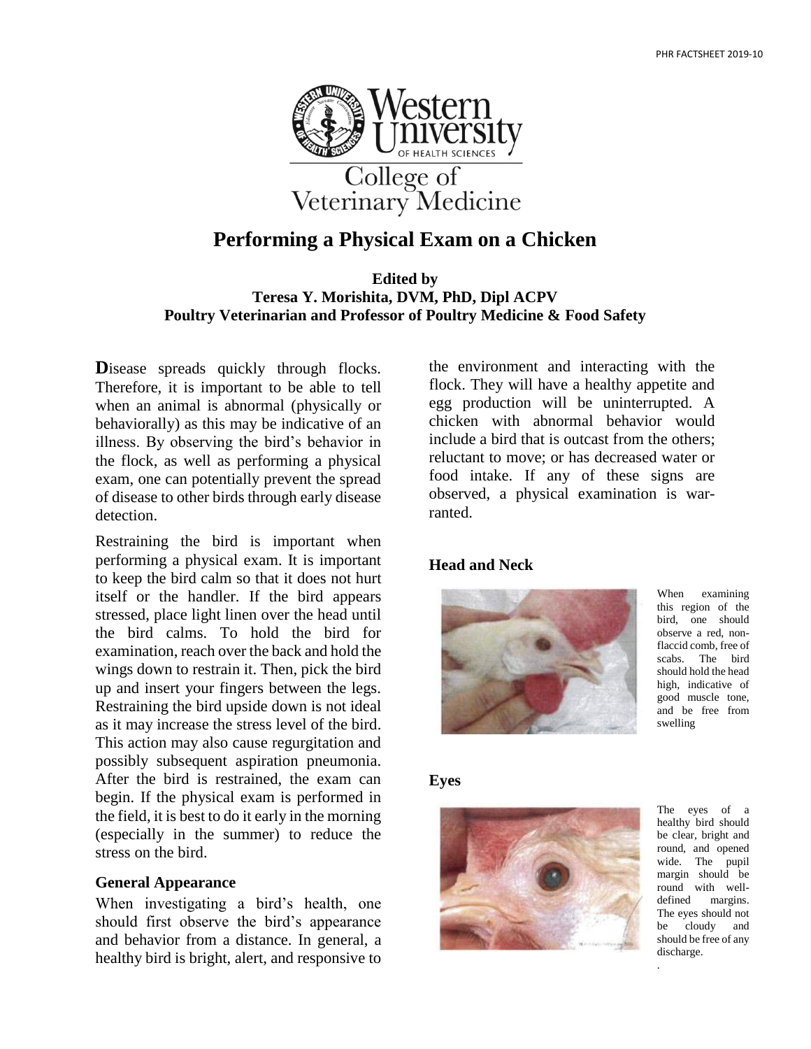# Performing a Physical Exam on a Chicken

**Edited by**
**Teresa Y. Morishita, DVM, PhD, Dipl ACPV**
**Poultry Veterinarian and Professor of Poultry Medicine & Food Safety**

**D**isease spreads quickly through flocks. Therefore, it is important to be able to tell when an animal is abnormal (physically or behaviorally) as this may be indicative of an illness. By observing the bird's behavior in the flock, as well as performing a physical exam, one can potentially prevent the spread of disease to other birds through early disease detection.

Restraining the bird is important when performing a physical exam. It is important to keep the bird calm so that it does not hurt itself or the handler. If the bird appears stressed, place light linen over the head until the bird calms. To hold the bird for examination, reach over the back and hold the wings down to restrain it. Then, pick the bird up and insert your fingers between the legs. Restraining the bird upside down is not ideal as it may increase the stress level of the bird. This action may also cause regurgitation and possibly subsequent aspiration pneumonia. After the bird is restrained, the exam can begin. If the physical exam is performed in the field, it is best to do it early in the morning (especially in the summer) to reduce the stress on the bird.

### General Appearance

When investigating a bird's health, one should first observe the bird's appearance and behavior from a distance. In general, a healthy bird is bright, alert, and responsive to the environment and interacting with the flock. They will have a healthy appetite and egg production will be uninterrupted. A chicken with abnormal behavior would include a bird that is outcast from the others; reluctant to move; or has decreased water or food intake. If any of these signs are observed, a physical examination is warranted.

### Head and Neck

When examining this region of the bird, one should observe a red, non-flaccid comb, free of scabs. The bird should hold the head high, indicative of good muscle tone, and be free from swelling

### Eyes

The eyes of a healthy bird should be clear, bright and round, and opened wide. The pupil margin should be round with well-defined margins. The eyes should not be cloudy and should be free of any discharge.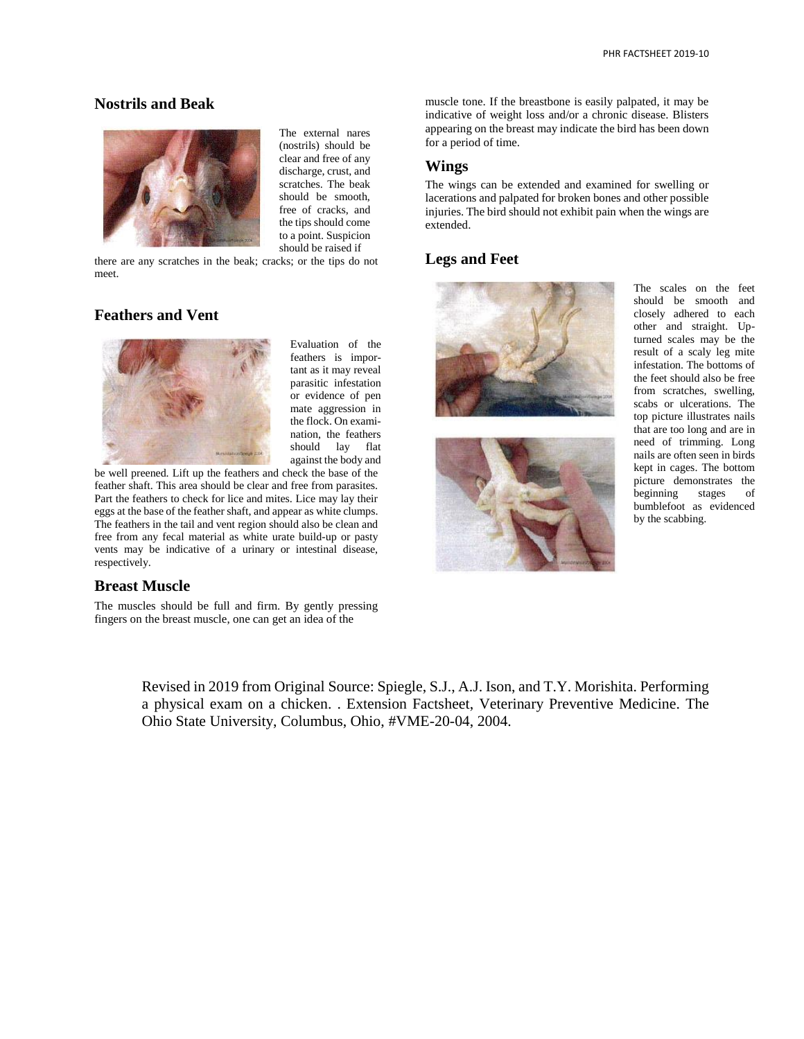## Nostrils and Beak

The external nares (nostrils) should be clear and free of any discharge, crust, and scratches. The beak should be smooth, free of cracks, and the tips should come to a point. Suspicion should be raised if there are any scratches in the beak; cracks; or the tips do not meet.

## Feathers and Vent

Evaluation of the feathers is important as it may reveal parasitic infestation or evidence of pen mate aggression in the flock. On examination, the feathers should lay flat against the body and be well preened. Lift up the feathers and check the base of the feather shaft. This area should be clear and free from parasites. Part the feathers to check for lice and mites. Lice may lay their eggs at the base of the feather shaft, and appear as white clumps. The feathers in the tail and vent region should also be clean and free from any fecal material as white urate build-up or pasty vents may be indicative of a urinary or intestinal disease, respectively.

## Breast Muscle

The muscles should be full and firm. By gently pressing fingers on the breast muscle, one can get an idea of the muscle tone. If the breastbone is easily palpated, it may be indicative of weight loss and/or a chronic disease. Blisters appearing on the breast may indicate the bird has been down for a period of time.

## Wings

The wings can be extended and examined for swelling or lacerations and palpated for broken bones and other possible injuries. The bird should not exhibit pain when the wings are extended.

## Legs and Feet

The scales on the feet should be smooth and closely adhered to each other and straight. Upturned scales may be the result of a scaly leg mite infestation. The bottoms of the feet should also be free from scratches, swelling, scabs or ulcerations. The top picture illustrates nails that are too long and are in need of trimming. Long nails are often seen in birds kept in cages. The bottom picture demonstrates the beginning stages of bumblefoot as evidenced by the scabbing.

Revised in 2019 from Original Source: Spiegle, S.J., A.J. Ison, and T.Y. Morishita. Performing a physical exam on a chicken. . Extension Factsheet, Veterinary Preventive Medicine. The Ohio State University, Columbus, Ohio, #VME-20-04, 2004.